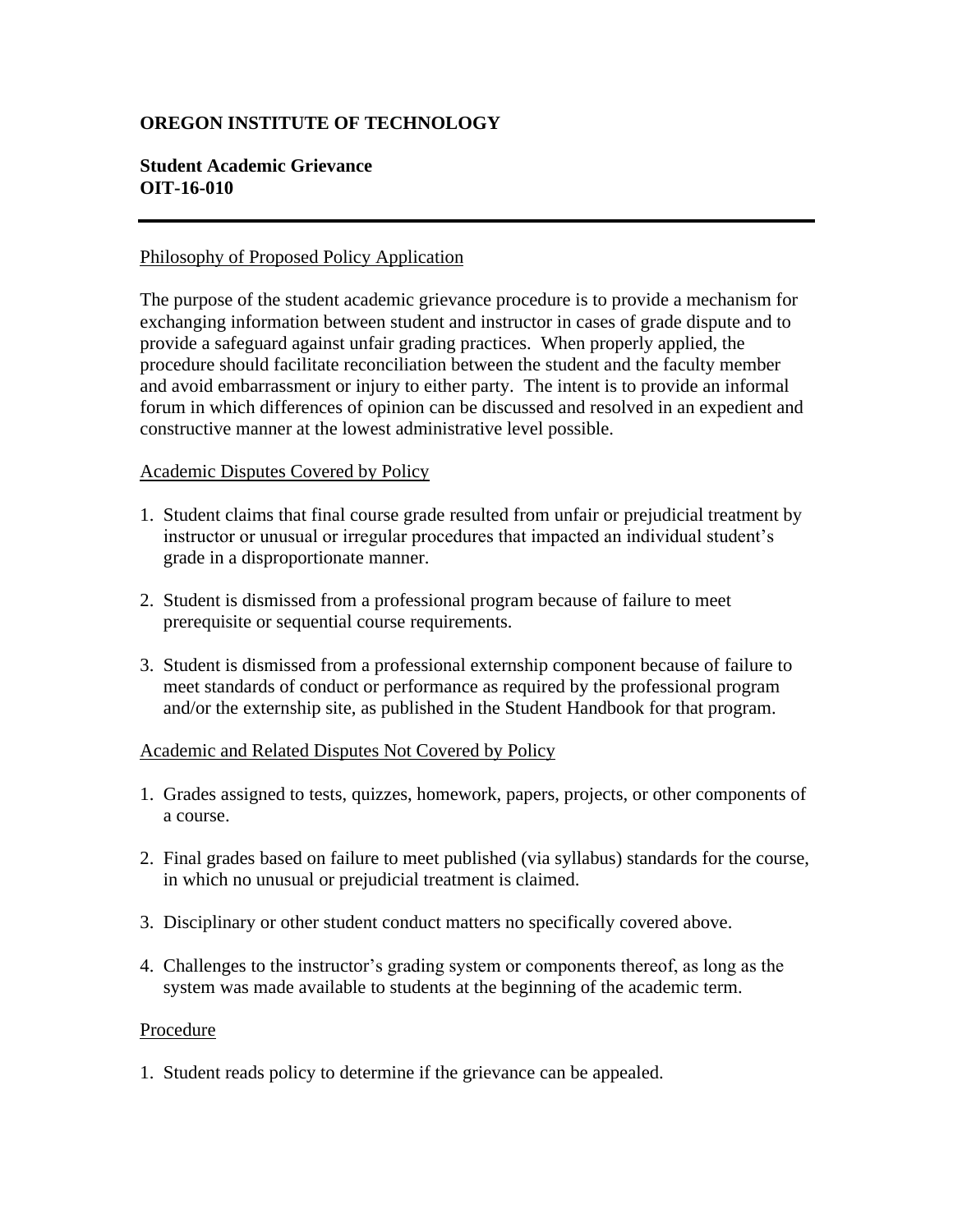**OREGON INSTITUTE OF TECHNOLOGY**

**Student Academic Grievance**
**OIT-16-010**

---

Philosophy of Proposed Policy Application

The purpose of the student academic grievance procedure is to provide a mechanism for exchanging information between student and instructor in cases of grade dispute and to provide a safeguard against unfair grading practices. When properly applied, the procedure should facilitate reconciliation between the student and the faculty member and avoid embarrassment or injury to either party. The intent is to provide an informal forum in which differences of opinion can be discussed and resolved in an expedient and constructive manner at the lowest administrative level possible.

Academic Disputes Covered by Policy

1. Student claims that final course grade resulted from unfair or prejudicial treatment by instructor or unusual or irregular procedures that impacted an individual student's grade in a disproportionate manner.

2. Student is dismissed from a professional program because of failure to meet prerequisite or sequential course requirements.

3. Student is dismissed from a professional externship component because of failure to meet standards of conduct or performance as required by the professional program and/or the externship site, as published in the Student Handbook for that program.

Academic and Related Disputes Not Covered by Policy

1. Grades assigned to tests, quizzes, homework, papers, projects, or other components of a course.

2. Final grades based on failure to meet published (via syllabus) standards for the course, in which no unusual or prejudicial treatment is claimed.

3. Disciplinary or other student conduct matters no specifically covered above.

4. Challenges to the instructor's grading system or components thereof, as long as the system was made available to students at the beginning of the academic term.

Procedure

1. Student reads policy to determine if the grievance can be appealed.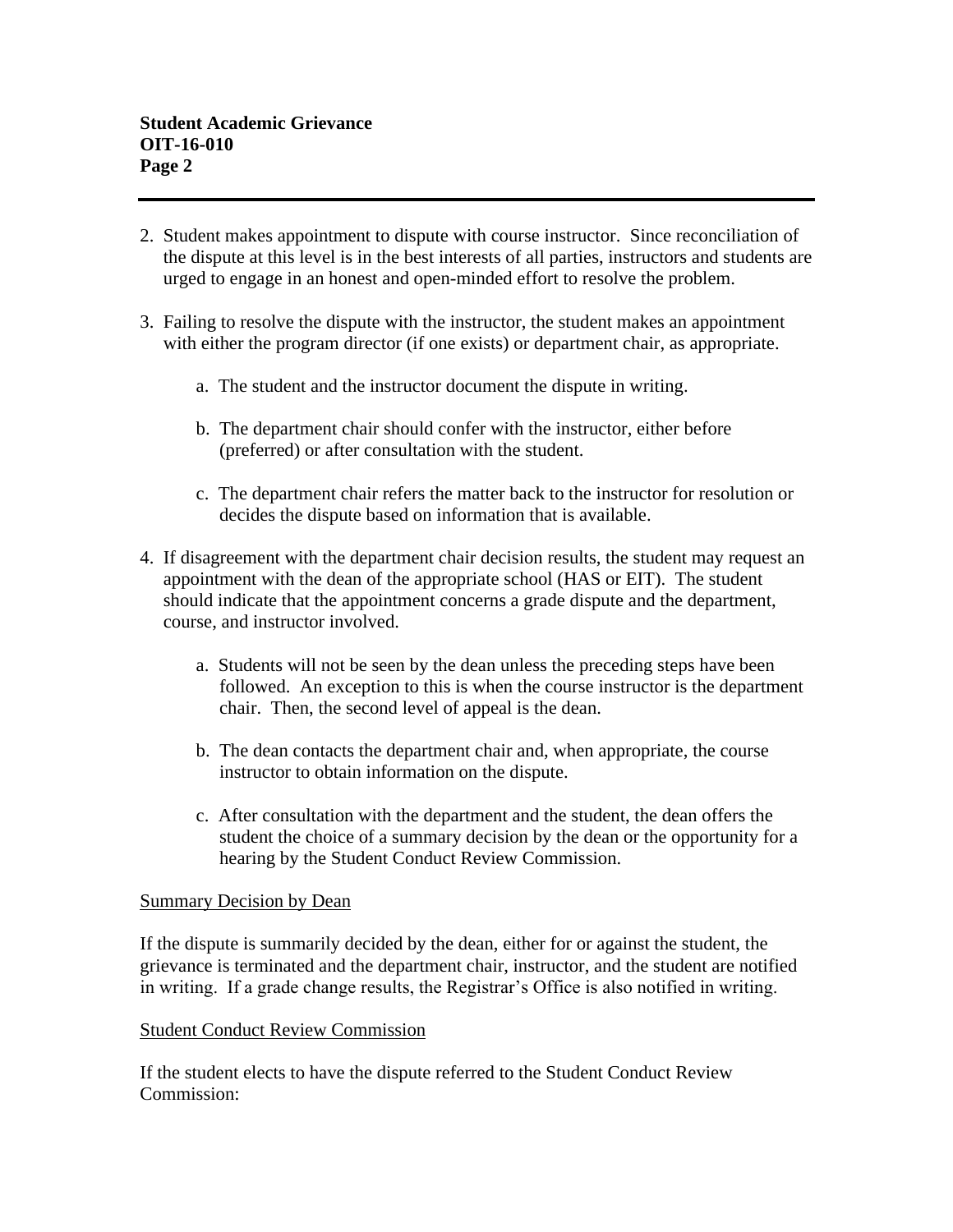2. Student makes appointment to dispute with course instructor. Since reconciliation of the dispute at this level is in the best interests of all parties, instructors and students are urged to engage in an honest and open-minded effort to resolve the problem.

3. Failing to resolve the dispute with the instructor, the student makes an appointment with either the program director (if one exists) or department chair, as appropriate.

   a. The student and the instructor document the dispute in writing.

   b. The department chair should confer with the instructor, either before (preferred) or after consultation with the student.

   c. The department chair refers the matter back to the instructor for resolution or decides the dispute based on information that is available.

4. If disagreement with the department chair decision results, the student may request an appointment with the dean of the appropriate school (HAS or EIT). The student should indicate that the appointment concerns a grade dispute and the department, course, and instructor involved.

   a. Students will not be seen by the dean unless the preceding steps have been followed. An exception to this is when the course instructor is the department chair. Then, the second level of appeal is the dean.

   b. The dean contacts the department chair and, when appropriate, the course instructor to obtain information on the dispute.

   c. After consultation with the department and the student, the dean offers the student the choice of a summary decision by the dean or the opportunity for a hearing by the Student Conduct Review Commission.

<u>Summary Decision by Dean</u>

If the dispute is summarily decided by the dean, either for or against the student, the grievance is terminated and the department chair, instructor, and the student are notified in writing. If a grade change results, the Registrar's Office is also notified in writing.

<u>Student Conduct Review Commission</u>

If the student elects to have the dispute referred to the Student Conduct Review Commission: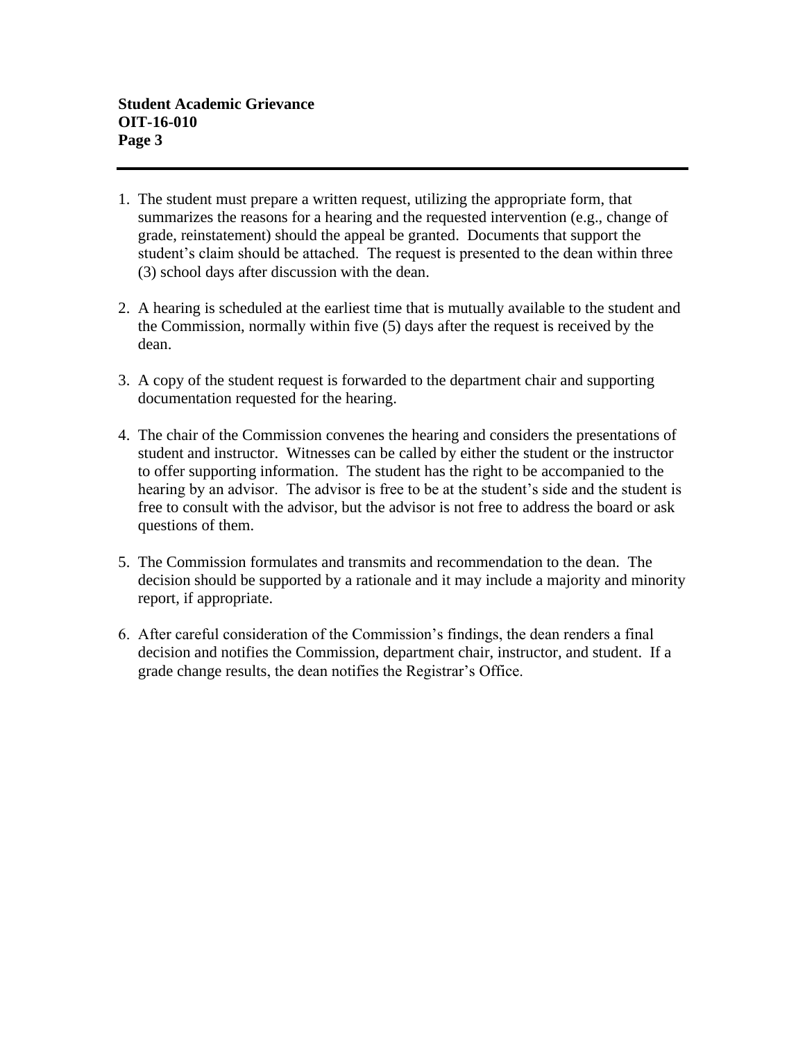1. The student must prepare a written request, utilizing the appropriate form, that summarizes the reasons for a hearing and the requested intervention (e.g., change of grade, reinstatement) should the appeal be granted. Documents that support the student's claim should be attached. The request is presented to the dean within three (3) school days after discussion with the dean.

2. A hearing is scheduled at the earliest time that is mutually available to the student and the Commission, normally within five (5) days after the request is received by the dean.

3. A copy of the student request is forwarded to the department chair and supporting documentation requested for the hearing.

4. The chair of the Commission convenes the hearing and considers the presentations of student and instructor. Witnesses can be called by either the student or the instructor to offer supporting information. The student has the right to be accompanied to the hearing by an advisor. The advisor is free to be at the student's side and the student is free to consult with the advisor, but the advisor is not free to address the board or ask questions of them.

5. The Commission formulates and transmits and recommendation to the dean. The decision should be supported by a rationale and it may include a majority and minority report, if appropriate.

6. After careful consideration of the Commission's findings, the dean renders a final decision and notifies the Commission, department chair, instructor, and student. If a grade change results, the dean notifies the Registrar's Office.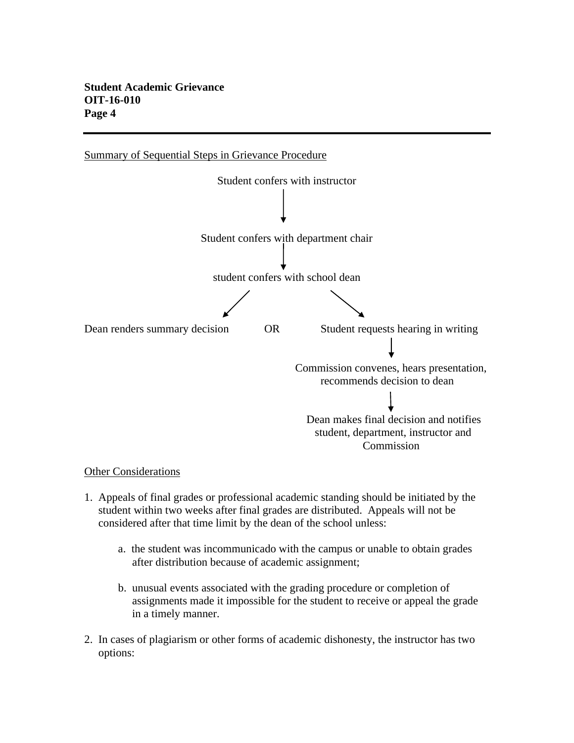Summary of Sequential Steps in Grievance Procedure

Student confers with instructor

↓

Student confers with department chair

↓

student confers with school dean

↙ ↘

Dean renders summary decision OR Student requests hearing in writing

↓

Commission convenes, hears presentation, recommends decision to dean

↓

Dean makes final decision and notifies student, department, instructor and Commission

Other Considerations

1. Appeals of final grades or professional academic standing should be initiated by the student within two weeks after final grades are distributed. Appeals will not be considered after that time limit by the dean of the school unless:

   a. the student was incommunicado with the campus or unable to obtain grades after distribution because of academic assignment;

   b. unusual events associated with the grading procedure or completion of assignments made it impossible for the student to receive or appeal the grade in a timely manner.

2. In cases of plagiarism or other forms of academic dishonesty, the instructor has two options: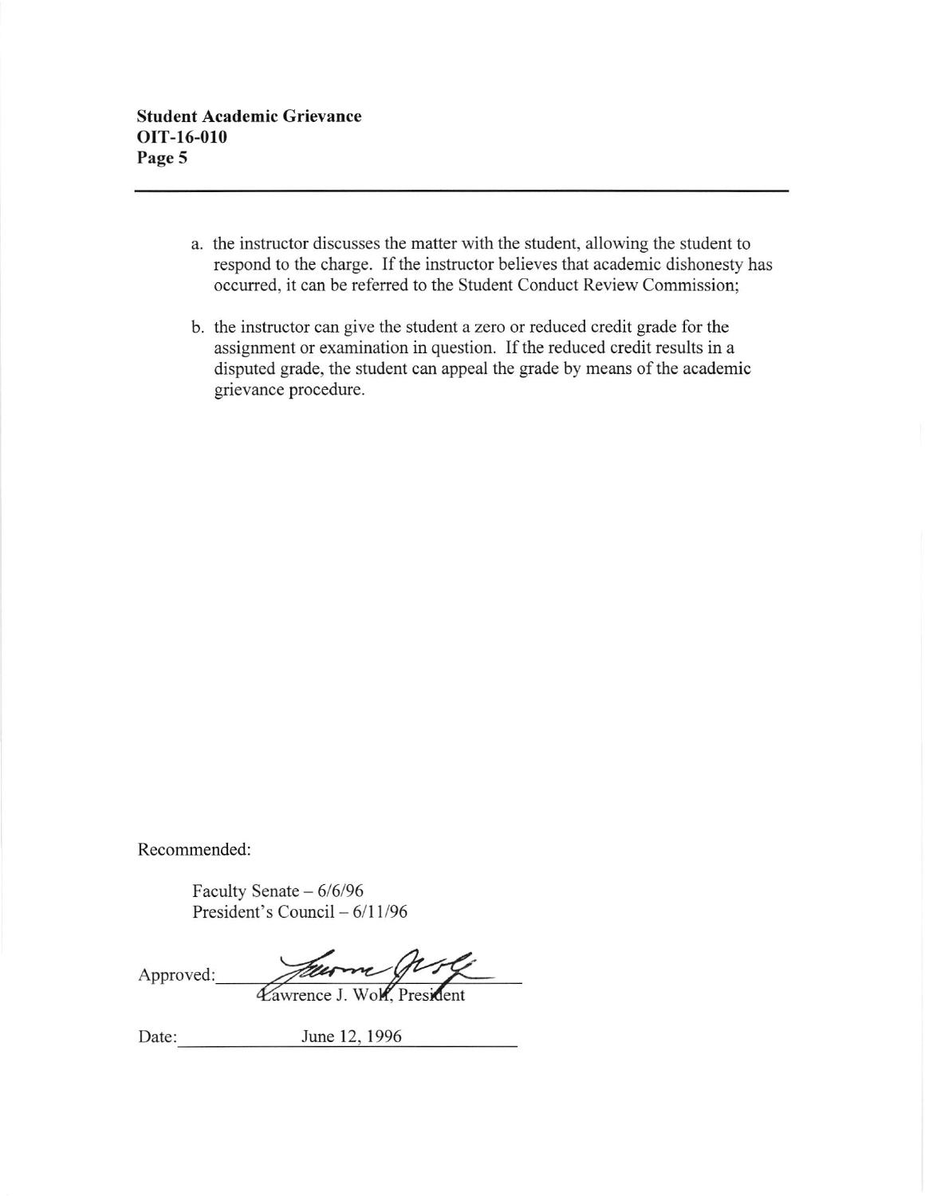a. the instructor discusses the matter with the student, allowing the student to respond to the charge. If the instructor believes that academic dishonesty has occurred, it can be referred to the Student Conduct Review Commission;

b. the instructor can give the student a zero or reduced credit grade for the assignment or examination in question. If the reduced credit results in a disputed grade, the student can appeal the grade by means of the academic grievance procedure.

Recommended:

Faculty Senate – 6/6/96
President's Council – 6/11/96

Approved: Lawrence J. Wolf, President

Date: June 12, 1996